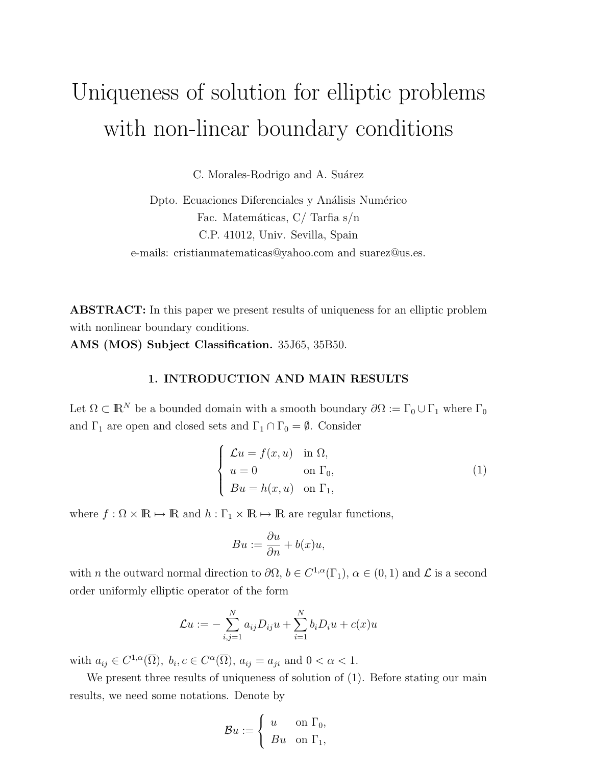# Uniqueness of solution for elliptic problems with non-linear boundary conditions

C. Morales-Rodrigo and A. Suárez

Dpto. Ecuaciones Diferenciales y Análisis Numérico
Fac. Matemáticas, C/ Tarfia s/n
C.P. 41012, Univ. Sevilla, Spain
e-mails: cristianmatematicas@yahoo.com and suarez@us.es.

**ABSTRACT:** In this paper we present results of uniqueness for an elliptic problem with nonlinear boundary conditions.
**AMS (MOS) Subject Classification.** 35J65, 35B50.

## 1. INTRODUCTION AND MAIN RESULTS

Let $\Omega \subset \mathbb{R}^N$ be a bounded domain with a smooth boundary $\partial\Omega := \Gamma_0 \cup \Gamma_1$ where $\Gamma_0$ and $\Gamma_1$ are open and closed sets and $\Gamma_1 \cap \Gamma_0 = \emptyset$. Consider

$$\begin{cases} \mathcal{L}u = f(x,u) & \text{in } \Omega, \\ u = 0 & \text{on } \Gamma_0, \\ Bu = h(x,u) & \text{on } \Gamma_1, \end{cases} \tag{1}$$

where $f : \Omega \times \mathbb{R} \mapsto \mathbb{R}$ and $h : \Gamma_1 \times \mathbb{R} \mapsto \mathbb{R}$ are regular functions,

$$Bu := \frac{\partial u}{\partial n} + b(x)u,$$

with $n$ the outward normal direction to $\partial\Omega$, $b \in C^{1,\alpha}(\Gamma_1)$, $\alpha \in (0,1)$ and $\mathcal{L}$ is a second order uniformly elliptic operator of the form

$$\mathcal{L}u := -\sum_{i,j=1}^{N} a_{ij} D_{ij} u + \sum_{i=1}^{N} b_i D_i u + c(x)u$$

with $a_{ij} \in C^{1,\alpha}(\overline{\Omega})$, $b_i, c \in C^{\alpha}(\overline{\Omega})$, $a_{ij} = a_{ji}$ and $0 < \alpha < 1$.

We present three results of uniqueness of solution of (1). Before stating our main results, we need some notations. Denote by

$$\mathcal{B}u := \begin{cases} u & \text{on } \Gamma_0, \\ Bu & \text{on } \Gamma_1, \end{cases}$$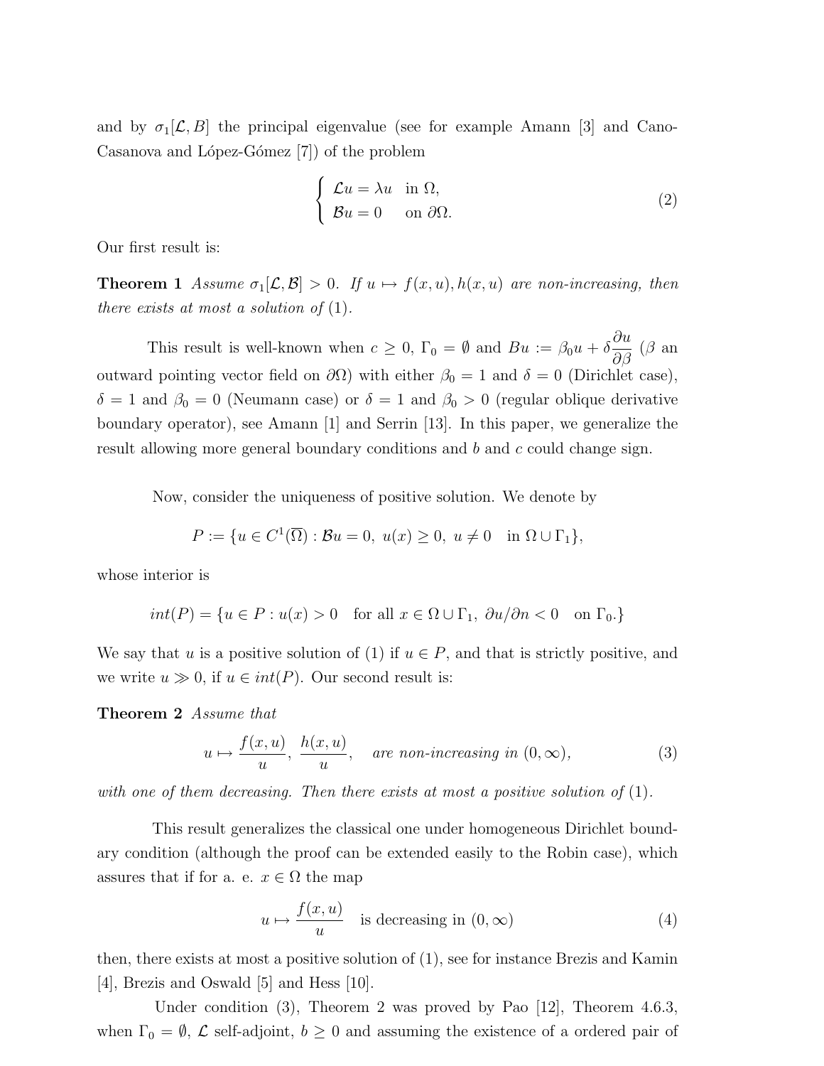and by $\sigma_1[\mathcal{L}, B]$ the principal eigenvalue (see for example Amann [3] and Cano-Casanova and López-Gómez [7]) of the problem

$$\begin{cases} \mathcal{L}u = \lambda u & \text{in } \Omega, \\ \mathcal{B}u = 0 & \text{on } \partial\Omega. \end{cases} \tag{2}$$

Our first result is:

**Theorem 1** *Assume $\sigma_1[\mathcal{L}, \mathcal{B}] > 0$. If $u \mapsto f(x, u), h(x, u)$ are non-increasing, then there exists at most a solution of* (1).

This result is well-known when $c \geq 0$, $\Gamma_0 = \emptyset$ and $Bu := \beta_0 u + \delta \dfrac{\partial u}{\partial \beta}$ ($\beta$ an outward pointing vector field on $\partial\Omega$) with either $\beta_0 = 1$ and $\delta = 0$ (Dirichlet case), $\delta = 1$ and $\beta_0 = 0$ (Neumann case) or $\delta = 1$ and $\beta_0 > 0$ (regular oblique derivative boundary operator), see Amann [1] and Serrin [13]. In this paper, we generalize the result allowing more general boundary conditions and $b$ and $c$ could change sign.

Now, consider the uniqueness of positive solution. We denote by

$$P := \{u \in C^1(\overline{\Omega}) : \mathcal{B}u = 0,\ u(x) \geq 0,\ u \neq 0 \quad \text{in } \Omega \cup \Gamma_1\},$$

whose interior is

$$int(P) = \{u \in P : u(x) > 0 \quad \text{for all } x \in \Omega \cup \Gamma_1,\ \partial u/\partial n < 0 \quad \text{on } \Gamma_0.\}$$

We say that $u$ is a positive solution of (1) if $u \in P$, and that is strictly positive, and we write $u \gg 0$, if $u \in int(P)$. Our second result is:

**Theorem 2** *Assume that*

$$u \mapsto \frac{f(x,u)}{u},\ \frac{h(x,u)}{u}, \quad \textit{are non-increasing in } (0, \infty), \tag{3}$$

*with one of them decreasing. Then there exists at most a positive solution of* (1).

This result generalizes the classical one under homogeneous Dirichlet boundary condition (although the proof can be extended easily to the Robin case), which assures that if for a. e. $x \in \Omega$ the map

$$u \mapsto \frac{f(x,u)}{u} \quad \text{is decreasing in } (0, \infty) \tag{4}$$

then, there exists at most a positive solution of (1), see for instance Brezis and Kamin [4], Brezis and Oswald [5] and Hess [10].

Under condition (3), Theorem 2 was proved by Pao [12], Theorem 4.6.3, when $\Gamma_0 = \emptyset$, $\mathcal{L}$ self-adjoint, $b \geq 0$ and assuming the existence of a ordered pair of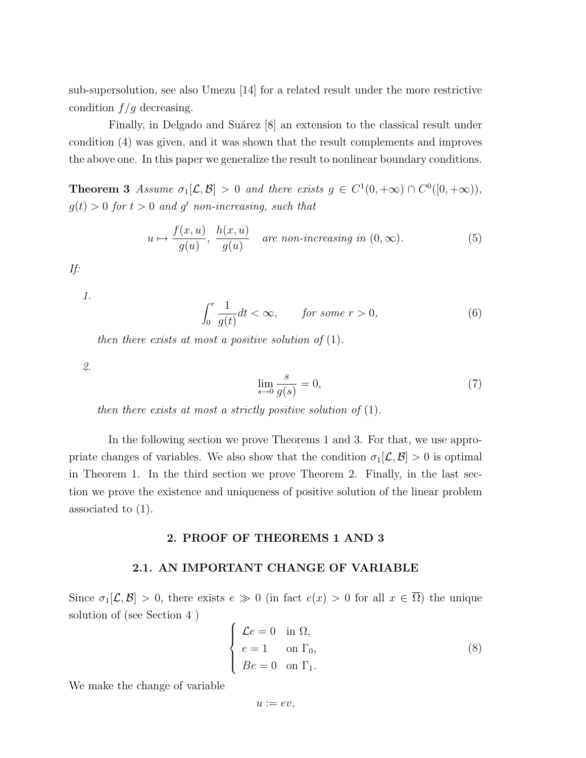sub-supersolution, see also Umezu [14] for a related result under the more restrictive condition $f/g$ decreasing.

Finally, in Delgado and Suárez [8] an extension to the classical result under condition (4) was given, and it was shown that the result complements and improves the above one. In this paper we generalize the result to nonlinear boundary conditions.

**Theorem 3** *Assume $\sigma_1[\mathcal{L},\mathcal{B}] > 0$ and there exists $g \in C^1(0,+\infty) \cap C^0([0,+\infty))$, $g(t) > 0$ for $t > 0$ and $g'$ non-increasing, such that*

$$u \mapsto \frac{f(x,u)}{g(u)},\ \frac{h(x,u)}{g(u)} \quad \text{are non-increasing in } (0,\infty). \tag{5}$$

*If:*

1. $$\int_0^r \frac{1}{g(t)}dt < \infty, \qquad \text{for some } r > 0, \tag{6}$$

   *then there exists at most a positive solution of* (1).

2. $$\lim_{s\to 0} \frac{s}{g(s)} = 0, \tag{7}$$

   *then there exists at most a strictly positive solution of* (1).

In the following section we prove Theorems 1 and 3. For that, we use appropriate changes of variables. We also show that the condition $\sigma_1[\mathcal{L},\mathcal{B}] > 0$ is optimal in Theorem 1. In the third section we prove Theorem 2. Finally, in the last section we prove the existence and uniqueness of positive solution of the linear problem associated to (1).

## 2. PROOF OF THEOREMS 1 AND 3

### 2.1. AN IMPORTANT CHANGE OF VARIABLE

Since $\sigma_1[\mathcal{L},\mathcal{B}] > 0$, there exists $e \gg 0$ (in fact $e(x) > 0$ for all $x \in \overline{\Omega}$) the unique solution of (see Section 4 )

$$\begin{cases} \mathcal{L}e = 0 & \text{in } \Omega, \\ e = 1 & \text{on } \Gamma_0, \\ Be = 0 & \text{on } \Gamma_1. \end{cases} \tag{8}$$

We make the change of variable

$$u := ev,$$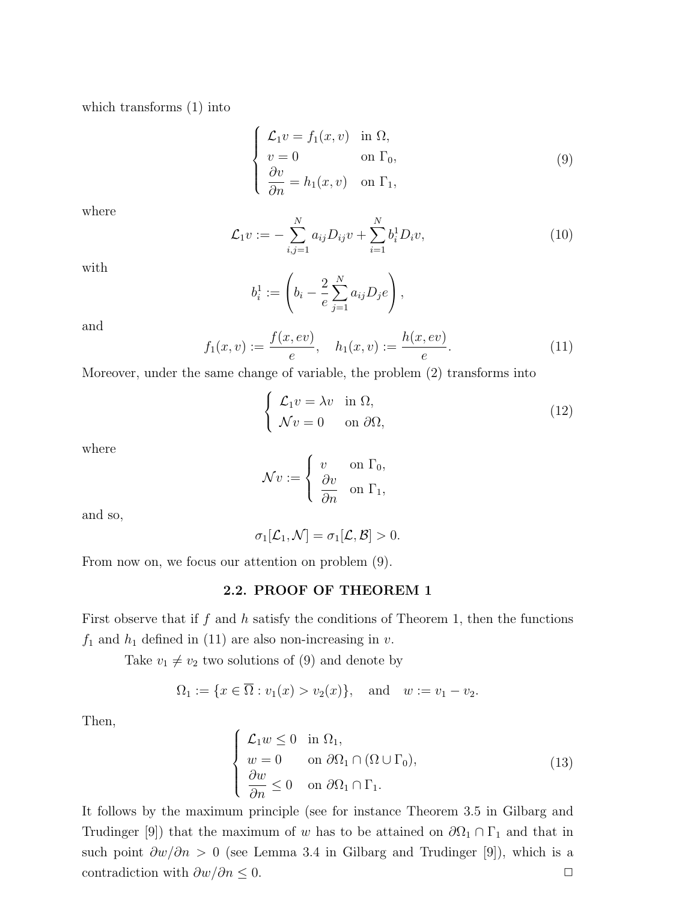which transforms (1) into

$$
\begin{cases}
\mathcal{L}_1 v = f_1(x, v) & \text{in } \Omega, \\
v = 0 & \text{on } \Gamma_0, \\
\dfrac{\partial v}{\partial n} = h_1(x, v) & \text{on } \Gamma_1,
\end{cases}
\tag{9}
$$

where

$$
\mathcal{L}_1 v := -\sum_{i,j=1}^{N} a_{ij} D_{ij} v + \sum_{i=1}^{N} b_i^1 D_i v, \tag{10}
$$

with

$$
b_i^1 := \left( b_i - \frac{2}{e} \sum_{j=1}^{N} a_{ij} D_j e \right),
$$

and

$$
f_1(x, v) := \frac{f(x, ev)}{e}, \quad h_1(x, v) := \frac{h(x, ev)}{e}. \tag{11}
$$

Moreover, under the same change of variable, the problem (2) transforms into

$$
\begin{cases}
\mathcal{L}_1 v = \lambda v & \text{in } \Omega, \\
\mathcal{N} v = 0 & \text{on } \partial\Omega,
\end{cases}
\tag{12}
$$

where

$$
\mathcal{N} v := \begin{cases}
v & \text{on } \Gamma_0, \\
\dfrac{\partial v}{\partial n} & \text{on } \Gamma_1,
\end{cases}
$$

and so,

$$
\sigma_1[\mathcal{L}_1, \mathcal{N}] = \sigma_1[\mathcal{L}, \mathcal{B}] > 0.
$$

From now on, we focus our attention on problem (9).

## 2.2. PROOF OF THEOREM 1

First observe that if $f$ and $h$ satisfy the conditions of Theorem 1, then the functions $f_1$ and $h_1$ defined in (11) are also non-increasing in $v$.

Take $v_1 \neq v_2$ two solutions of (9) and denote by

$$
\Omega_1 := \{x \in \overline{\Omega} : v_1(x) > v_2(x)\}, \quad \text{and} \quad w := v_1 - v_2.
$$

Then,

$$
\begin{cases}
\mathcal{L}_1 w \leq 0 & \text{in } \Omega_1, \\
w = 0 & \text{on } \partial\Omega_1 \cap (\Omega \cup \Gamma_0), \\
\dfrac{\partial w}{\partial n} \leq 0 & \text{on } \partial\Omega_1 \cap \Gamma_1.
\end{cases}
\tag{13}
$$

It follows by the maximum principle (see for instance Theorem 3.5 in Gilbarg and Trudinger [9]) that the maximum of $w$ has to be attained on $\partial\Omega_1 \cap \Gamma_1$ and that in such point $\partial w / \partial n > 0$ (see Lemma 3.4 in Gilbarg and Trudinger [9]), which is a contradiction with $\partial w / \partial n \leq 0$. □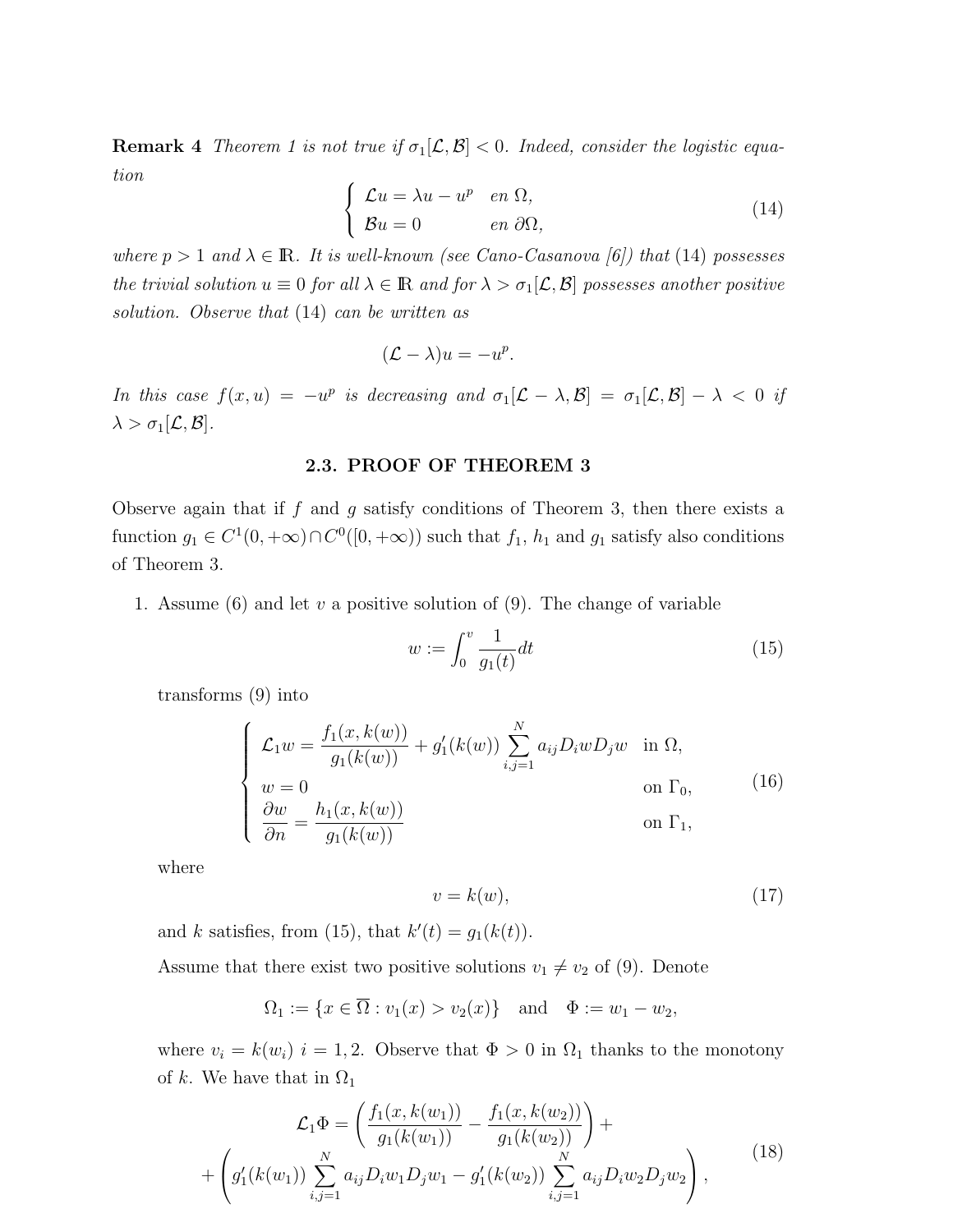**Remark 4** *Theorem 1 is not true if $\sigma_1[\mathcal{L}, \mathcal{B}] < 0$. Indeed, consider the logistic equation*

$$
\begin{cases} \mathcal{L}u = \lambda u - u^p & en\ \Omega, \\ \mathcal{B}u = 0 & en\ \partial\Omega, \end{cases} \tag{14}
$$

*where $p > 1$ and $\lambda \in \mathbb{R}$. It is well-known (see Cano-Casanova [6]) that* (14) *possesses the trivial solution $u \equiv 0$ for all $\lambda \in \mathbb{R}$ and for $\lambda > \sigma_1[\mathcal{L}, \mathcal{B}]$ possesses another positive solution. Observe that* (14) *can be written as*

$$
(\mathcal{L} - \lambda)u = -u^p.
$$

*In this case $f(x, u) = -u^p$ is decreasing and $\sigma_1[\mathcal{L} - \lambda, \mathcal{B}] = \sigma_1[\mathcal{L}, \mathcal{B}] - \lambda < 0$ if $\lambda > \sigma_1[\mathcal{L}, \mathcal{B}]$.*

## 2.3. PROOF OF THEOREM 3

Observe again that if $f$ and $g$ satisfy conditions of Theorem 3, then there exists a function $g_1 \in C^1(0, +\infty) \cap C^0([0, +\infty))$ such that $f_1$, $h_1$ and $g_1$ satisfy also conditions of Theorem 3.

1. Assume (6) and let $v$ a positive solution of (9). The change of variable

$$
w := \int_0^v \frac{1}{g_1(t)} dt \tag{15}
$$

transforms (9) into

$$
\begin{cases} \mathcal{L}_1 w = \dfrac{f_1(x, k(w))}{g_1(k(w))} + g_1'(k(w)) \displaystyle\sum_{i,j=1}^N a_{ij} D_i w D_j w & \text{in } \Omega, \\ w = 0 & \text{on } \Gamma_0, \\ \dfrac{\partial w}{\partial n} = \dfrac{h_1(x, k(w))}{g_1(k(w))} & \text{on } \Gamma_1, \end{cases} \tag{16}
$$

where

$$
v = k(w), \tag{17}
$$

and $k$ satisfies, from (15), that $k'(t) = g_1(k(t))$.

Assume that there exist two positive solutions $v_1 \neq v_2$ of (9). Denote

$$
\Omega_1 := \{x \in \overline{\Omega} : v_1(x) > v_2(x)\} \quad \text{and} \quad \Phi := w_1 - w_2,
$$

where $v_i = k(w_i)$ $i = 1, 2$. Observe that $\Phi > 0$ in $\Omega_1$ thanks to the monotony of $k$. We have that in $\Omega_1$

$$
\begin{aligned} \mathcal{L}_1 \Phi = \left( \frac{f_1(x, k(w_1))}{g_1(k(w_1))} - \frac{f_1(x, k(w_2))}{g_1(k(w_2))} \right) + \\ + \left( g_1'(k(w_1)) \sum_{i,j=1}^N a_{ij} D_i w_1 D_j w_1 - g_1'(k(w_2)) \sum_{i,j=1}^N a_{ij} D_i w_2 D_j w_2 \right), \end{aligned} \tag{18}
$$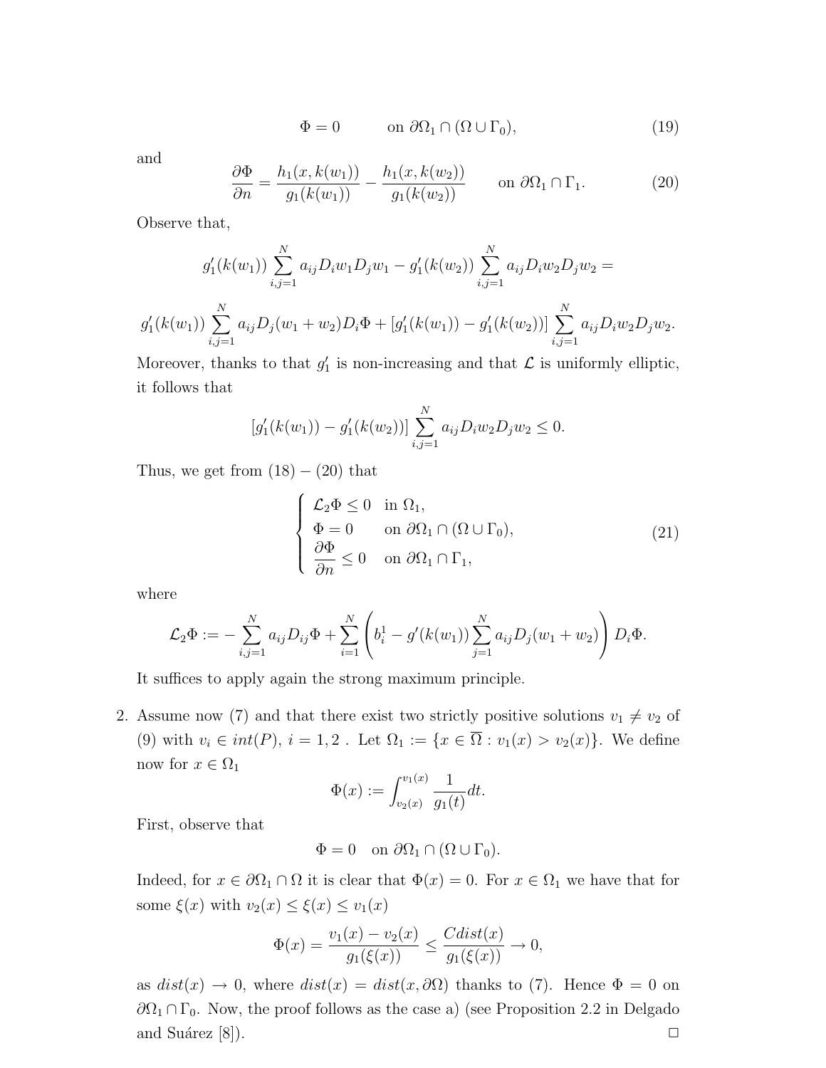$$\Phi = 0 \qquad \text{on } \partial\Omega_1 \cap (\Omega \cup \Gamma_0), \tag{19}$$

and

$$\frac{\partial \Phi}{\partial n} = \frac{h_1(x, k(w_1))}{g_1(k(w_1))} - \frac{h_1(x, k(w_2))}{g_1(k(w_2))} \qquad \text{on } \partial\Omega_1 \cap \Gamma_1. \tag{20}$$

Observe that,

$$g_1'(k(w_1)) \sum_{i,j=1}^{N} a_{ij} D_i w_1 D_j w_1 - g_1'(k(w_2)) \sum_{i,j=1}^{N} a_{ij} D_i w_2 D_j w_2 =$$

$$g_1'(k(w_1)) \sum_{i,j=1}^{N} a_{ij} D_j (w_1 + w_2) D_i \Phi + [g_1'(k(w_1)) - g_1'(k(w_2))] \sum_{i,j=1}^{N} a_{ij} D_i w_2 D_j w_2.$$

Moreover, thanks to that $g_1'$ is non-increasing and that $\mathcal{L}$ is uniformly elliptic, it follows that

$$[g_1'(k(w_1)) - g_1'(k(w_2))] \sum_{i,j=1}^{N} a_{ij} D_i w_2 D_j w_2 \leq 0.$$

Thus, we get from $(18) - (20)$ that

$$\begin{cases} \mathcal{L}_2 \Phi \leq 0 & \text{in } \Omega_1, \\ \Phi = 0 & \text{on } \partial\Omega_1 \cap (\Omega \cup \Gamma_0), \\ \dfrac{\partial \Phi}{\partial n} \leq 0 & \text{on } \partial\Omega_1 \cap \Gamma_1, \end{cases} \tag{21}$$

where

$$\mathcal{L}_2 \Phi := -\sum_{i,j=1}^{N} a_{ij} D_{ij} \Phi + \sum_{i=1}^{N} \left( b_i^1 - g'(k(w_1)) \sum_{j=1}^{N} a_{ij} D_j (w_1 + w_2) \right) D_i \Phi.$$

It suffices to apply again the strong maximum principle.

2. Assume now (7) and that there exist two strictly positive solutions $v_1 \neq v_2$ of (9) with $v_i \in int(P)$, $i = 1, 2$ . Let $\Omega_1 := \{x \in \overline{\Omega} : v_1(x) > v_2(x)\}$. We define now for $x \in \Omega_1$

$$\Phi(x) := \int_{v_2(x)}^{v_1(x)} \frac{1}{g_1(t)} dt.$$

First, observe that

$$\Phi = 0 \quad \text{on } \partial\Omega_1 \cap (\Omega \cup \Gamma_0).$$

Indeed, for $x \in \partial\Omega_1 \cap \Omega$ it is clear that $\Phi(x) = 0$. For $x \in \Omega_1$ we have that for some $\xi(x)$ with $v_2(x) \leq \xi(x) \leq v_1(x)$

$$\Phi(x) = \frac{v_1(x) - v_2(x)}{g_1(\xi(x))} \leq \frac{C dist(x)}{g_1(\xi(x))} \to 0,$$

as $dist(x) \to 0$, where $dist(x) = dist(x, \partial\Omega)$ thanks to (7). Hence $\Phi = 0$ on $\partial\Omega_1 \cap \Gamma_0$. Now, the proof follows as the case a) (see Proposition 2.2 in Delgado and Suárez [8]). □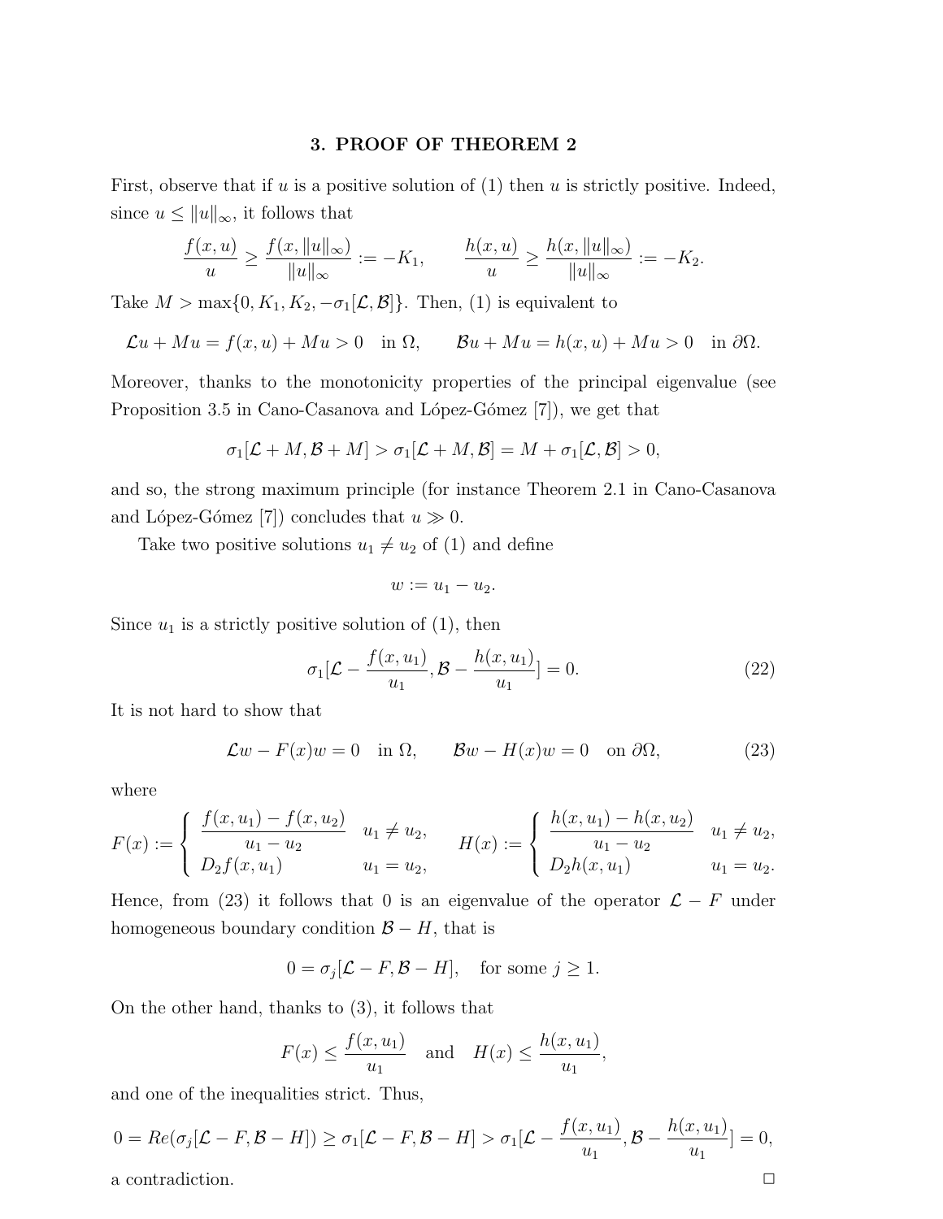## 3. PROOF OF THEOREM 2

First, observe that if $u$ is a positive solution of (1) then $u$ is strictly positive. Indeed, since $u \leq \|u\|_\infty$, it follows that

$$\frac{f(x,u)}{u} \geq \frac{f(x,\|u\|_\infty)}{\|u\|_\infty} := -K_1, \qquad \frac{h(x,u)}{u} \geq \frac{h(x,\|u\|_\infty)}{\|u\|_\infty} := -K_2.$$

Take $M > \max\{0, K_1, K_2, -\sigma_1[\mathcal{L}, \mathcal{B}]\}$. Then, (1) is equivalent to

$$\mathcal{L}u + Mu = f(x,u) + Mu > 0 \quad \text{in } \Omega, \qquad \mathcal{B}u + Mu = h(x,u) + Mu > 0 \quad \text{in } \partial\Omega.$$

Moreover, thanks to the monotonicity properties of the principal eigenvalue (see Proposition 3.5 in Cano-Casanova and López-Gómez [7]), we get that

$$\sigma_1[\mathcal{L} + M, \mathcal{B} + M] > \sigma_1[\mathcal{L} + M, \mathcal{B}] = M + \sigma_1[\mathcal{L}, \mathcal{B}] > 0,$$

and so, the strong maximum principle (for instance Theorem 2.1 in Cano-Casanova and López-Gómez [7]) concludes that $u \gg 0$.

Take two positive solutions $u_1 \neq u_2$ of (1) and define

$$w := u_1 - u_2.$$

Since $u_1$ is a strictly positive solution of (1), then

$$\sigma_1[\mathcal{L} - \frac{f(x,u_1)}{u_1}, \mathcal{B} - \frac{h(x,u_1)}{u_1}] = 0. \tag{22}$$

It is not hard to show that

$$\mathcal{L}w - F(x)w = 0 \quad \text{in } \Omega, \qquad \mathcal{B}w - H(x)w = 0 \quad \text{on } \partial\Omega, \tag{23}$$

where

$$F(x) := \begin{cases} \dfrac{f(x,u_1) - f(x,u_2)}{u_1 - u_2} & u_1 \neq u_2, \\ D_2 f(x,u_1) & u_1 = u_2, \end{cases} \qquad H(x) := \begin{cases} \dfrac{h(x,u_1) - h(x,u_2)}{u_1 - u_2} & u_1 \neq u_2, \\ D_2 h(x,u_1) & u_1 = u_2. \end{cases}$$

Hence, from (23) it follows that 0 is an eigenvalue of the operator $\mathcal{L} - F$ under homogeneous boundary condition $\mathcal{B} - H$, that is

$$0 = \sigma_j[\mathcal{L} - F, \mathcal{B} - H], \quad \text{for some } j \geq 1.$$

On the other hand, thanks to (3), it follows that

$$F(x) \leq \frac{f(x,u_1)}{u_1} \quad \text{and} \quad H(x) \leq \frac{h(x,u_1)}{u_1},$$

and one of the inequalities strict. Thus,

$$0 = Re(\sigma_j[\mathcal{L} - F, \mathcal{B} - H]) \geq \sigma_1[\mathcal{L} - F, \mathcal{B} - H] > \sigma_1[\mathcal{L} - \frac{f(x,u_1)}{u_1}, \mathcal{B} - \frac{h(x,u_1)}{u_1}] = 0,$$

a contradiction. □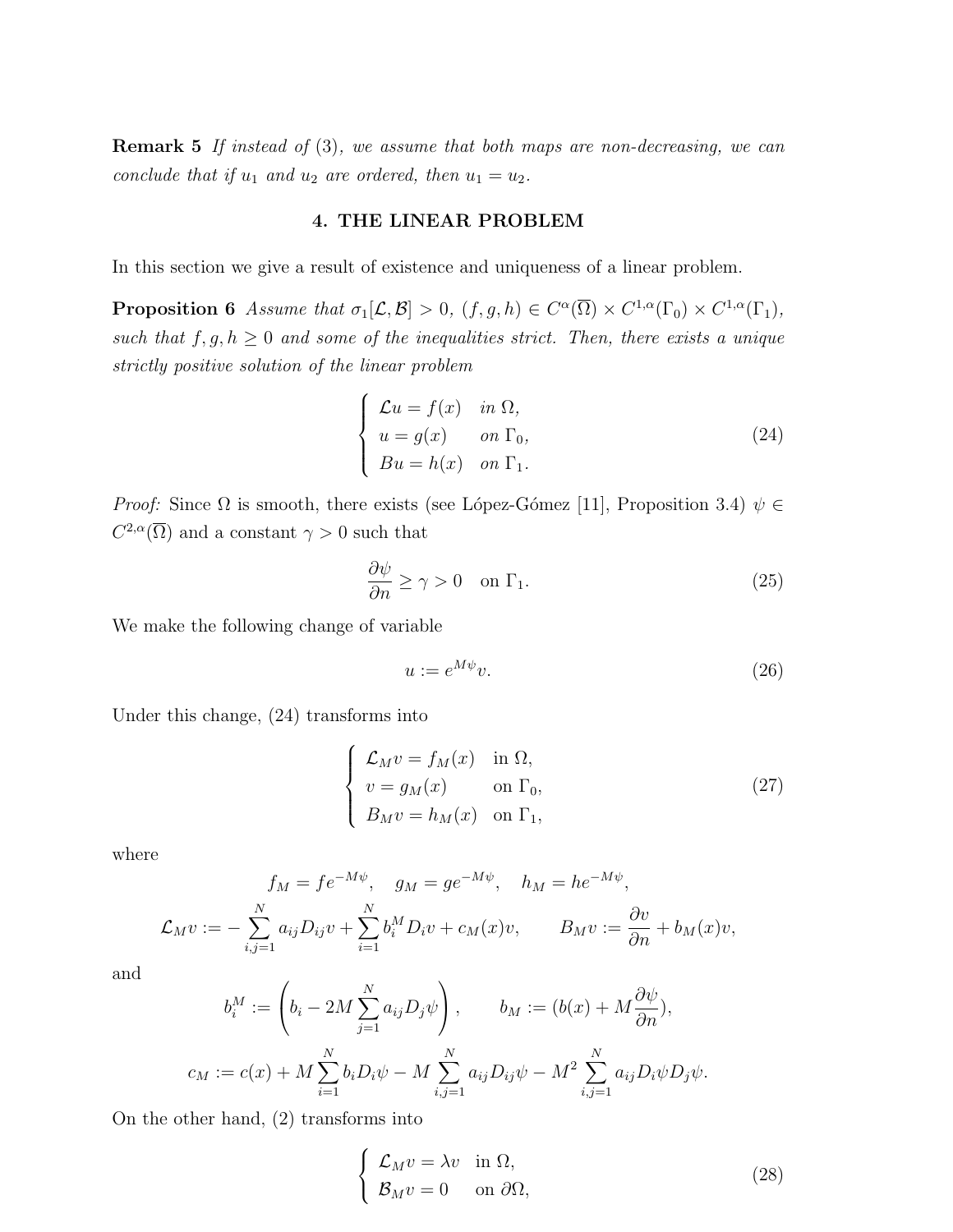**Remark 5** *If instead of* (3)*, we assume that both maps are non-decreasing, we can conclude that if $u_1$ and $u_2$ are ordered, then $u_1 = u_2$.*

## 4. THE LINEAR PROBLEM

In this section we give a result of existence and uniqueness of a linear problem.

**Proposition 6** *Assume that $\sigma_1[\mathcal{L}, \mathcal{B}] > 0$, $(f, g, h) \in C^{\alpha}(\overline{\Omega}) \times C^{1,\alpha}(\Gamma_0) \times C^{1,\alpha}(\Gamma_1)$, such that $f, g, h \geq 0$ and some of the inequalities strict. Then, there exists a unique strictly positive solution of the linear problem*

$$\begin{cases} \mathcal{L}u = f(x) & \text{in } \Omega, \\ u = g(x) & \text{on } \Gamma_0, \\ Bu = h(x) & \text{on } \Gamma_1. \end{cases} \tag{24}$$

*Proof:* Since $\Omega$ is smooth, there exists (see López-Gómez [11], Proposition 3.4) $\psi \in C^{2,\alpha}(\overline{\Omega})$ and a constant $\gamma > 0$ such that

$$\frac{\partial \psi}{\partial n} \geq \gamma > 0 \quad \text{on } \Gamma_1. \tag{25}$$

We make the following change of variable

$$u := e^{M\psi} v. \tag{26}$$

Under this change, (24) transforms into

$$\begin{cases} \mathcal{L}_M v = f_M(x) & \text{in } \Omega, \\ v = g_M(x) & \text{on } \Gamma_0, \\ B_M v = h_M(x) & \text{on } \Gamma_1, \end{cases} \tag{27}$$

where

$$f_M = f e^{-M\psi}, \quad g_M = g e^{-M\psi}, \quad h_M = h e^{-M\psi},$$

$$\mathcal{L}_M v := -\sum_{i,j=1}^{N} a_{ij} D_{ij} v + \sum_{i=1}^{N} b_i^M D_i v + c_M(x) v, \qquad B_M v := \frac{\partial v}{\partial n} + b_M(x) v,$$

and

$$b_i^M := \left( b_i - 2M \sum_{j=1}^{N} a_{ij} D_j \psi \right), \qquad b_M := (b(x) + M \frac{\partial \psi}{\partial n}),$$

$$c_M := c(x) + M \sum_{i=1}^{N} b_i D_i \psi - M \sum_{i,j=1}^{N} a_{ij} D_{ij} \psi - M^2 \sum_{i,j=1}^{N} a_{ij} D_i \psi D_j \psi.$$

On the other hand, (2) transforms into

$$\begin{cases} \mathcal{L}_M v = \lambda v & \text{in } \Omega, \\ \mathcal{B}_M v = 0 & \text{on } \partial\Omega, \end{cases} \tag{28}$$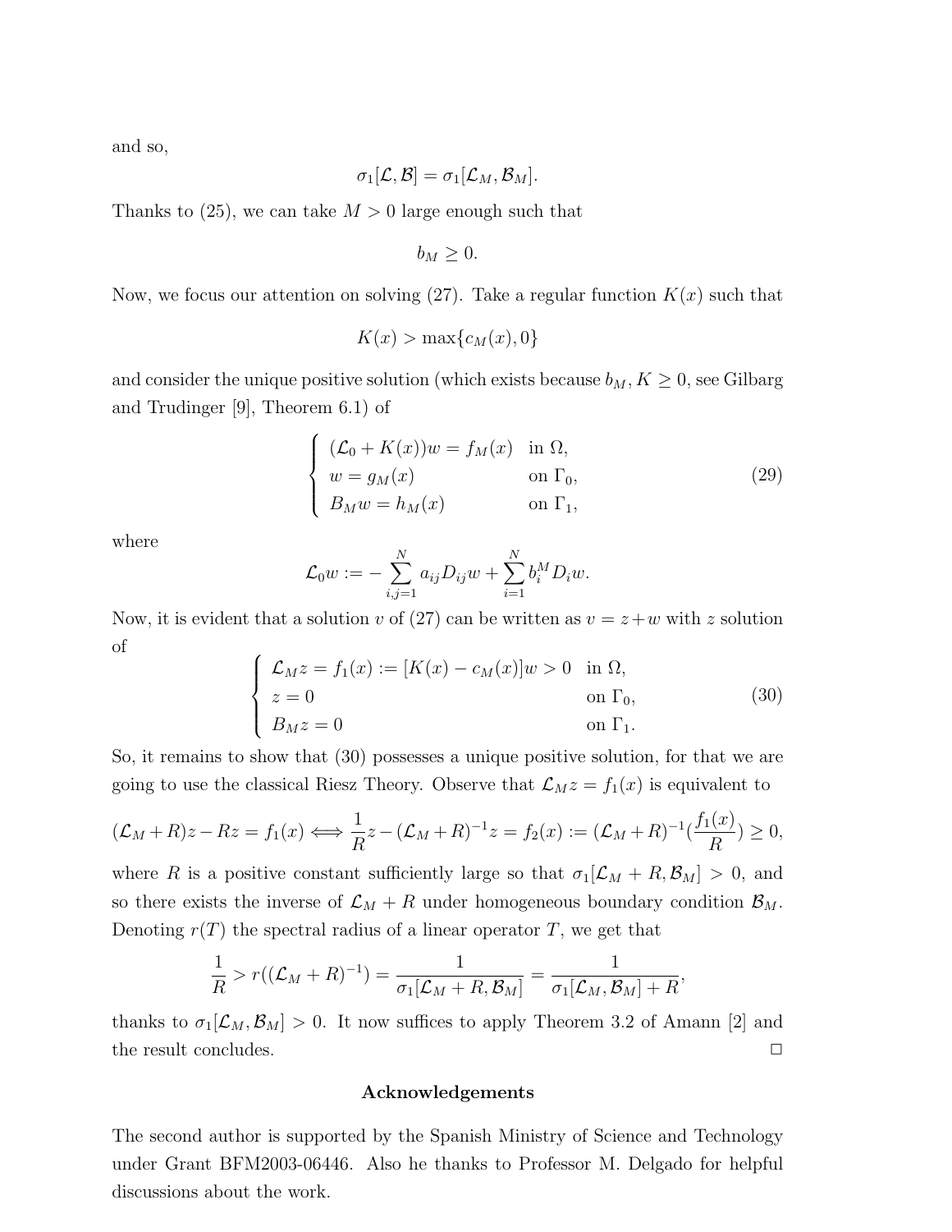and so,

$$\sigma_1[\mathcal{L}, \mathcal{B}] = \sigma_1[\mathcal{L}_M, \mathcal{B}_M].$$

Thanks to (25), we can take $M > 0$ large enough such that

$$b_M \geq 0.$$

Now, we focus our attention on solving (27). Take a regular function $K(x)$ such that

$$K(x) > \max\{c_M(x), 0\}$$

and consider the unique positive solution (which exists because $b_M, K \geq 0$, see Gilbarg and Trudinger [9], Theorem 6.1) of

$$\begin{cases} (\mathcal{L}_0 + K(x))w = f_M(x) & \text{in } \Omega, \\ w = g_M(x) & \text{on } \Gamma_0, \\ B_M w = h_M(x) & \text{on } \Gamma_1, \end{cases} \tag{29}$$

where

$$\mathcal{L}_0 w := -\sum_{i,j=1}^{N} a_{ij} D_{ij} w + \sum_{i=1}^{N} b_i^M D_i w.$$

Now, it is evident that a solution $v$ of (27) can be written as $v = z + w$ with $z$ solution of

$$\begin{cases} \mathcal{L}_M z = f_1(x) := [K(x) - c_M(x)]w > 0 & \text{in } \Omega, \\ z = 0 & \text{on } \Gamma_0, \\ B_M z = 0 & \text{on } \Gamma_1. \end{cases} \tag{30}$$

So, it remains to show that (30) possesses a unique positive solution, for that we are going to use the classical Riesz Theory. Observe that $\mathcal{L}_M z = f_1(x)$ is equivalent to

$$(\mathcal{L}_M + R)z - Rz = f_1(x) \iff \frac{1}{R} z - (\mathcal{L}_M + R)^{-1} z = f_2(x) := (\mathcal{L}_M + R)^{-1}\left(\frac{f_1(x)}{R}\right) \geq 0,$$

where $R$ is a positive constant sufficiently large so that $\sigma_1[\mathcal{L}_M + R, \mathcal{B}_M] > 0$, and so there exists the inverse of $\mathcal{L}_M + R$ under homogeneous boundary condition $\mathcal{B}_M$. Denoting $r(T)$ the spectral radius of a linear operator $T$, we get that

$$\frac{1}{R} > r((\mathcal{L}_M + R)^{-1}) = \frac{1}{\sigma_1[\mathcal{L}_M + R, \mathcal{B}_M]} = \frac{1}{\sigma_1[\mathcal{L}_M, \mathcal{B}_M] + R},$$

thanks to $\sigma_1[\mathcal{L}_M, \mathcal{B}_M] > 0$. It now suffices to apply Theorem 3.2 of Amann [2] and the result concludes. □

## Acknowledgements

The second author is supported by the Spanish Ministry of Science and Technology under Grant BFM2003-06446. Also he thanks to Professor M. Delgado for helpful discussions about the work.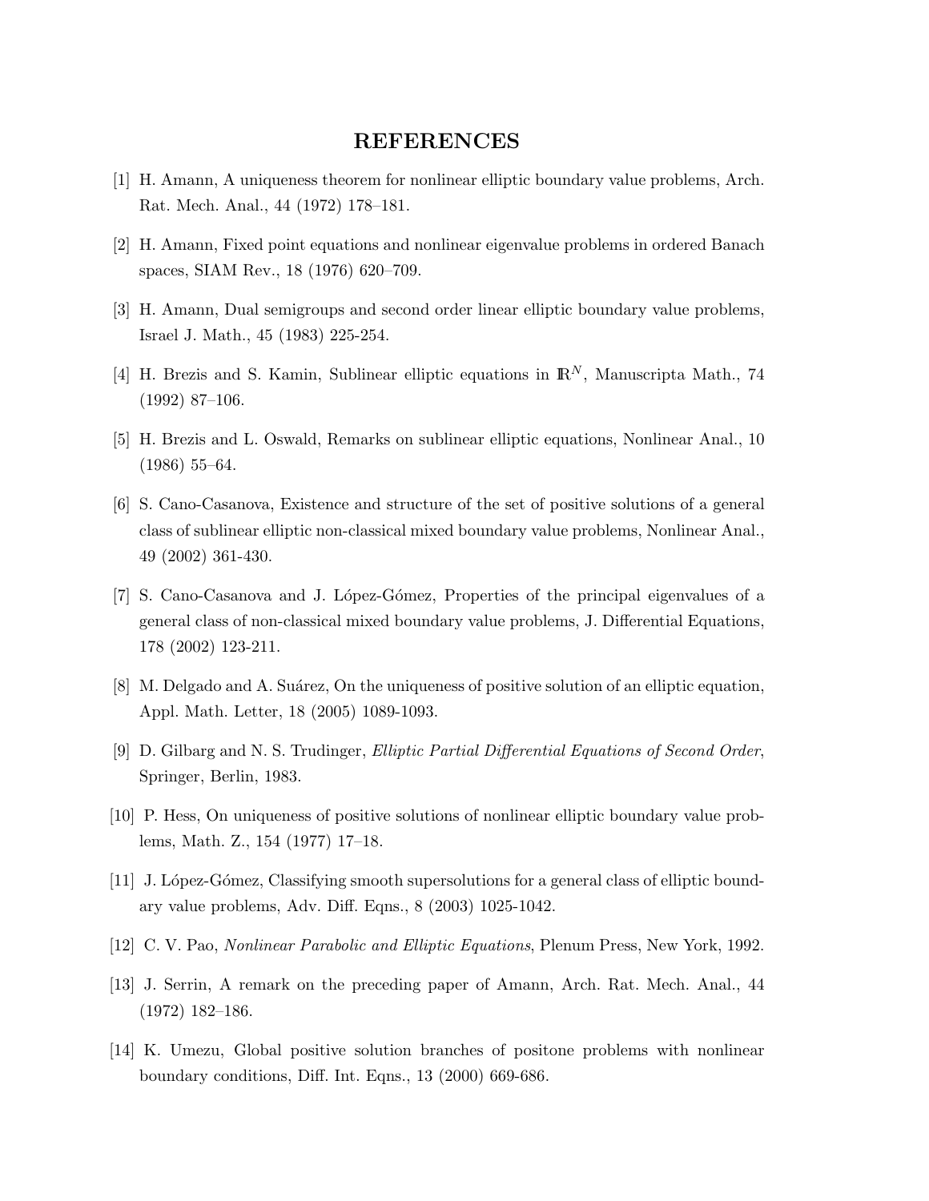## REFERENCES

[1] H. Amann, A uniqueness theorem for nonlinear elliptic boundary value problems, Arch. Rat. Mech. Anal., 44 (1972) 178–181.

[2] H. Amann, Fixed point equations and nonlinear eigenvalue problems in ordered Banach spaces, SIAM Rev., 18 (1976) 620–709.

[3] H. Amann, Dual semigroups and second order linear elliptic boundary value problems, Israel J. Math., 45 (1983) 225-254.

[4] H. Brezis and S. Kamin, Sublinear elliptic equations in $\mathbb{R}^N$, Manuscripta Math., 74 (1992) 87–106.

[5] H. Brezis and L. Oswald, Remarks on sublinear elliptic equations, Nonlinear Anal., 10 (1986) 55–64.

[6] S. Cano-Casanova, Existence and structure of the set of positive solutions of a general class of sublinear elliptic non-classical mixed boundary value problems, Nonlinear Anal., 49 (2002) 361-430.

[7] S. Cano-Casanova and J. López-Gómez, Properties of the principal eigenvalues of a general class of non-classical mixed boundary value problems, J. Differential Equations, 178 (2002) 123-211.

[8] M. Delgado and A. Suárez, On the uniqueness of positive solution of an elliptic equation, Appl. Math. Letter, 18 (2005) 1089-1093.

[9] D. Gilbarg and N. S. Trudinger, *Elliptic Partial Differential Equations of Second Order*, Springer, Berlin, 1983.

[10] P. Hess, On uniqueness of positive solutions of nonlinear elliptic boundary value problems, Math. Z., 154 (1977) 17–18.

[11] J. López-Gómez, Classifying smooth supersolutions for a general class of elliptic boundary value problems, Adv. Diff. Eqns., 8 (2003) 1025-1042.

[12] C. V. Pao, *Nonlinear Parabolic and Elliptic Equations*, Plenum Press, New York, 1992.

[13] J. Serrin, A remark on the preceding paper of Amann, Arch. Rat. Mech. Anal., 44 (1972) 182–186.

[14] K. Umezu, Global positive solution branches of positone problems with nonlinear boundary conditions, Diff. Int. Eqns., 13 (2000) 669-686.